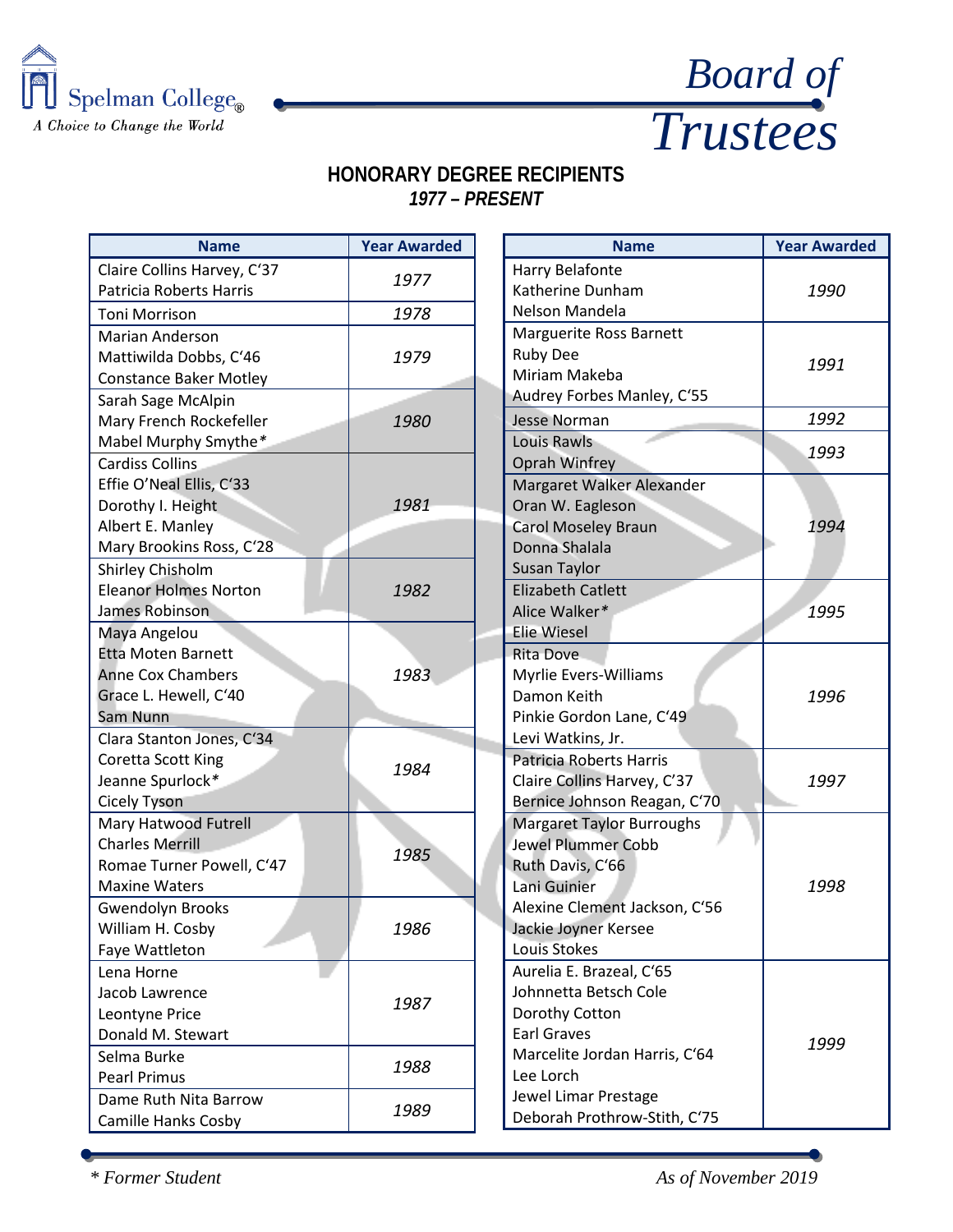Spelman College®
*A Choice to Change the World*

# *Board of Trustees*

## HONORARY DEGREE RECIPIENTS
### *1977 – PRESENT*

| Name | Year Awarded |
|---|---|
| Claire Collins Harvey, C'37<br>Patricia Roberts Harris | *1977* |
| Toni Morrison | *1978* |
| Marian Anderson<br>Mattiwilda Dobbs, C'46<br>Constance Baker Motley | *1979* |
| Sarah Sage McAlpin<br>Mary French Rockefeller<br>Mabel Murphy Smythe* | *1980* |
| Cardiss Collins<br>Effie O'Neal Ellis, C'33<br>Dorothy I. Height<br>Albert E. Manley<br>Mary Brookins Ross, C'28 | *1981* |
| Shirley Chisholm<br>Eleanor Holmes Norton<br>James Robinson | *1982* |
| Maya Angelou<br>Etta Moten Barnett<br>Anne Cox Chambers<br>Grace L. Hewell, C'40<br>Sam Nunn | *1983* |
| Clara Stanton Jones, C'34<br>Coretta Scott King<br>Jeanne Spurlock*<br>Cicely Tyson | *1984* |
| Mary Hatwood Futrell<br>Charles Merrill<br>Romae Turner Powell, C'47<br>Maxine Waters | *1985* |
| Gwendolyn Brooks<br>William H. Cosby<br>Faye Wattleton | *1986* |
| Lena Horne<br>Jacob Lawrence<br>Leontyne Price<br>Donald M. Stewart | *1987* |
| Selma Burke<br>Pearl Primus | *1988* |
| Dame Ruth Nita Barrow<br>Camille Hanks Cosby | *1989* |
| Harry Belafonte<br>Katherine Dunham<br>Nelson Mandela | *1990* |
| Marguerite Ross Barnett<br>Ruby Dee<br>Miriam Makeba<br>Audrey Forbes Manley, C'55 | *1991* |
| Jesse Norman | *1992* |
| Louis Rawls<br>Oprah Winfrey | *1993* |
| Margaret Walker Alexander<br>Oran W. Eagleson<br>Carol Moseley Braun<br>Donna Shalala<br>Susan Taylor | *1994* |
| Elizabeth Catlett<br>Alice Walker*<br>Elie Wiesel | *1995* |
| Rita Dove<br>Myrlie Evers-Williams<br>Damon Keith<br>Pinkie Gordon Lane, C'49<br>Levi Watkins, Jr. | *1996* |
| Patricia Roberts Harris<br>Claire Collins Harvey, C'37<br>Bernice Johnson Reagan, C'70 | *1997* |
| Margaret Taylor Burroughs<br>Jewel Plummer Cobb<br>Ruth Davis, C'66<br>Lani Guinier<br>Alexine Clement Jackson, C'56<br>Jackie Joyner Kersee<br>Louis Stokes | *1998* |
| Aurelia E. Brazeal, C'65<br>Johnnetta Betsch Cole<br>Dorothy Cotton<br>Earl Graves<br>Marcelite Jordan Harris, C'64<br>Lee Lorch<br>Jewel Limar Prestage<br>Deborah Prothrow-Stith, C'75 | *1999* |

*\* Former Student*

*As of November 2019*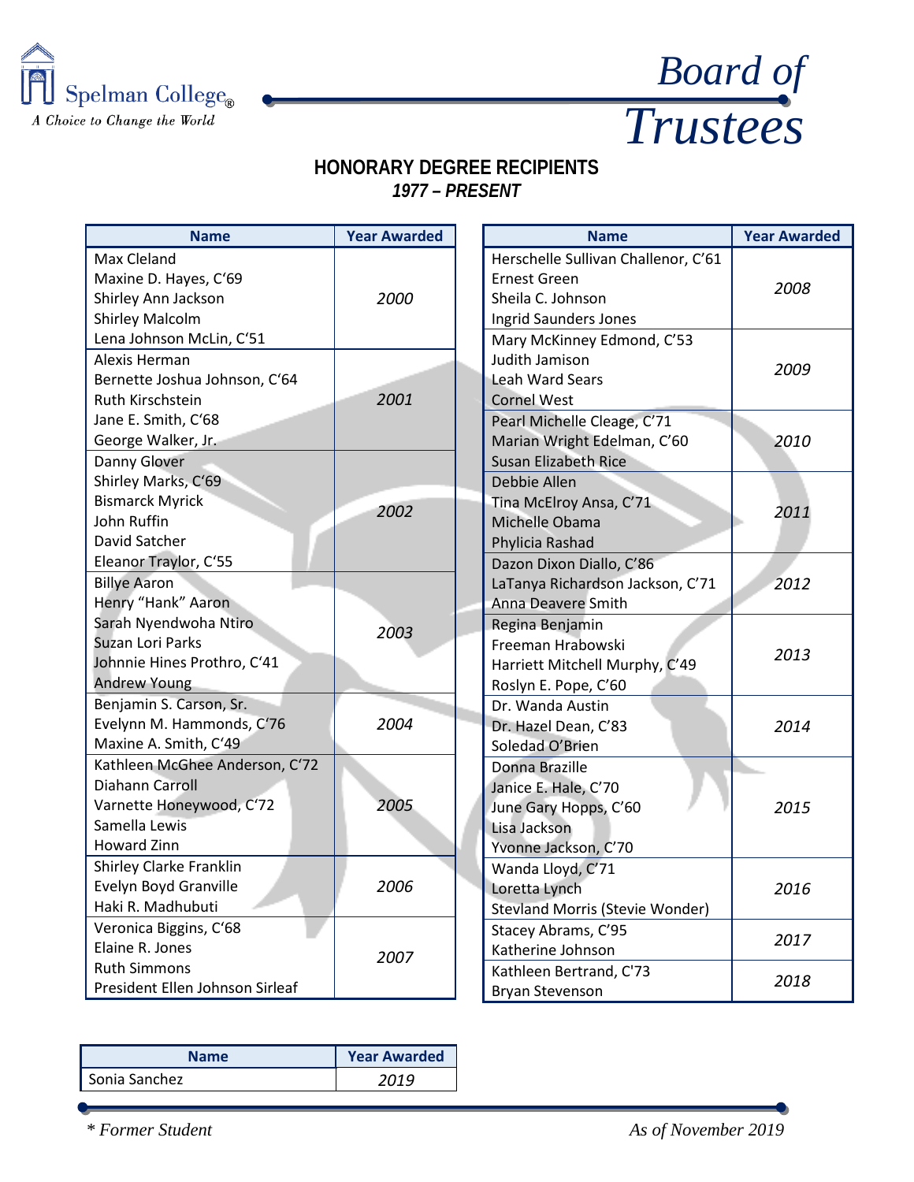Spelman College®
*A Choice to Change the World*

# *Board of Trustees*

## HONORARY DEGREE RECIPIENTS
### *1977 – PRESENT*

| Name | Year Awarded |
|---|---|
| Max Cleland<br>Maxine D. Hayes, C'69<br>Shirley Ann Jackson<br>Shirley Malcolm<br>Lena Johnson McLin, C'51 | *2000* |
| Alexis Herman<br>Bernette Joshua Johnson, C'64<br>Ruth Kirschstein<br>Jane E. Smith, C'68<br>George Walker, Jr. | *2001* |
| Danny Glover<br>Shirley Marks, C'69<br>Bismarck Myrick<br>John Ruffin<br>David Satcher<br>Eleanor Traylor, C'55 | *2002* |
| Billye Aaron<br>Henry "Hank" Aaron<br>Sarah Nyendwoha Ntiro<br>Suzan Lori Parks<br>Johnnie Hines Prothro, C'41<br>Andrew Young | *2003* |
| Benjamin S. Carson, Sr.<br>Evelynn M. Hammonds, C'76<br>Maxine A. Smith, C'49 | *2004* |
| Kathleen McGhee Anderson, C'72<br>Diahann Carroll<br>Varnette Honeywood, C'72<br>Samella Lewis<br>Howard Zinn | *2005* |
| Shirley Clarke Franklin<br>Evelyn Boyd Granville<br>Haki R. Madhubuti | *2006* |
| Veronica Biggins, C'68<br>Elaine R. Jones<br>Ruth Simmons<br>President Ellen Johnson Sirleaf | *2007* |

| Name | Year Awarded |
|---|---|
| Herschelle Sullivan Challenor, C'61<br>Ernest Green<br>Sheila C. Johnson<br>Ingrid Saunders Jones | *2008* |
| Mary McKinney Edmond, C'53<br>Judith Jamison<br>Leah Ward Sears<br>Cornel West | *2009* |
| Pearl Michelle Cleage, C'71<br>Marian Wright Edelman, C'60<br>Susan Elizabeth Rice | *2010* |
| Debbie Allen<br>Tina McElroy Ansa, C'71<br>Michelle Obama<br>Phylicia Rashad | *2011* |
| Dazon Dixon Diallo, C'86<br>LaTanya Richardson Jackson, C'71<br>Anna Deavere Smith | *2012* |
| Regina Benjamin<br>Freeman Hrabowski<br>Harriett Mitchell Murphy, C'49<br>Roslyn E. Pope, C'60 | *2013* |
| Dr. Wanda Austin<br>Dr. Hazel Dean, C'83<br>Soledad O'Brien | *2014* |
| Donna Brazille<br>Janice E. Hale, C'70<br>June Gary Hopps, C'60<br>Lisa Jackson<br>Yvonne Jackson, C'70 | *2015* |
| Wanda Lloyd, C'71<br>Loretta Lynch<br>Stevland Morris (Stevie Wonder) | *2016* |
| Stacey Abrams, C'95<br>Katherine Johnson | *2017* |
| Kathleen Bertrand, C'73<br>Bryan Stevenson | *2018* |

| Name | Year Awarded |
|---|---|
| Sonia Sanchez | *2019* |

*\* Former Student*

*As of November 2019*